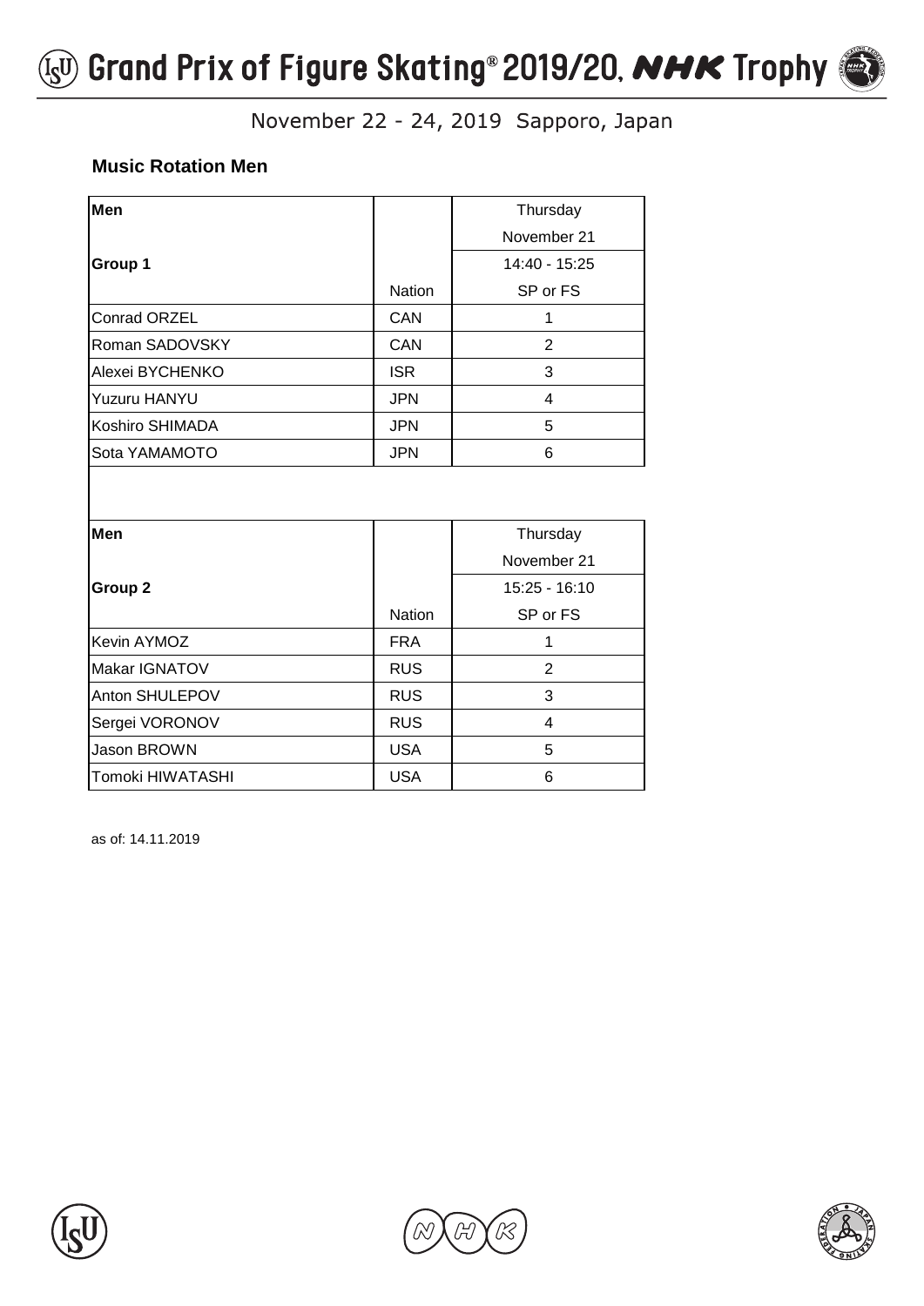# Grand Prix of Figure Skating® 2019/20, NHK Trophy

November 22 - 24, 2019 Sapporo, Japan

### Music Rotation Men

| **Men** | | Thursday |
|---|---|---|
| | | November 21 |
| **Group 1** | | 14:40 - 15:25 |
| | Nation | SP or FS |
| Conrad ORZEL | CAN | 1 |
| Roman SADOVSKY | CAN | 2 |
| Alexei BYCHENKO | ISR | 3 |
| Yuzuru HANYU | JPN | 4 |
| Koshiro SHIMADA | JPN | 5 |
| Sota YAMAMOTO | JPN | 6 |

| **Men** | | Thursday |
|---|---|---|
| | | November 21 |
| **Group 2** | | 15:25 - 16:10 |
| | Nation | SP or FS |
| Kevin AYMOZ | FRA | 1 |
| Makar IGNATOV | RUS | 2 |
| Anton SHULEPOV | RUS | 3 |
| Sergei VORONOV | RUS | 4 |
| Jason BROWN | USA | 5 |
| Tomoki HIWATASHI | USA | 6 |

as of: 14.11.2019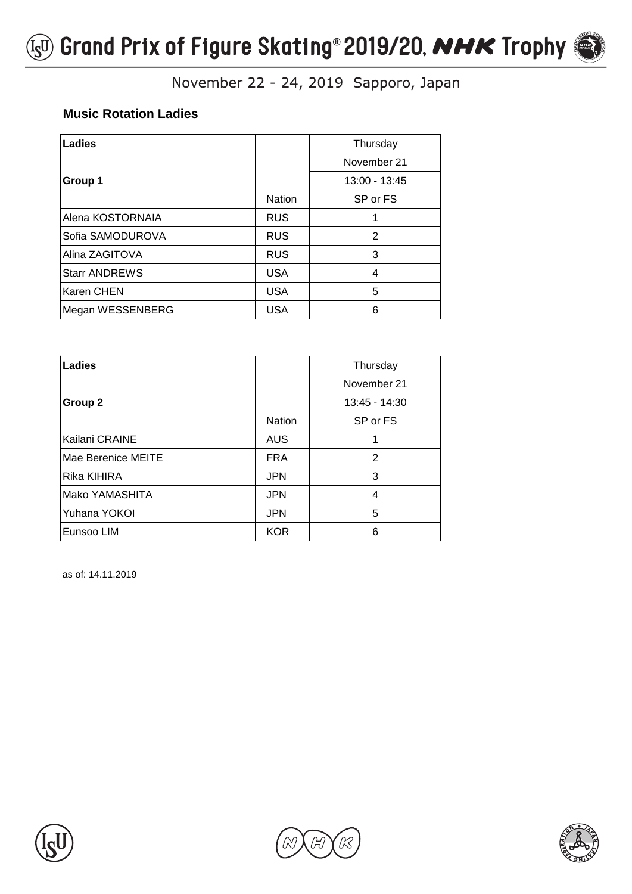## Music Rotation Ladies

| Ladies | | Thursday |
| --- | --- | --- |
| | | November 21 |
| **Group 1** | | 13:00 - 13:45 |
| | Nation | SP or FS |
| Alena KOSTORNAIA | RUS | 1 |
| Sofia SAMODUROVA | RUS | 2 |
| Alina ZAGITOVA | RUS | 3 |
| Starr ANDREWS | USA | 4 |
| Karen CHEN | USA | 5 |
| Megan WESSENBERG | USA | 6 |

| Ladies | | Thursday |
| --- | --- | --- |
| | | November 21 |
| **Group 2** | | 13:45 - 14:30 |
| | Nation | SP or FS |
| Kailani CRAINE | AUS | 1 |
| Mae Berenice MEITE | FRA | 2 |
| Rika KIHIRA | JPN | 3 |
| Mako YAMASHITA | JPN | 4 |
| Yuhana YOKOI | JPN | 5 |
| Eunsoo LIM | KOR | 6 |

as of: 14.11.2019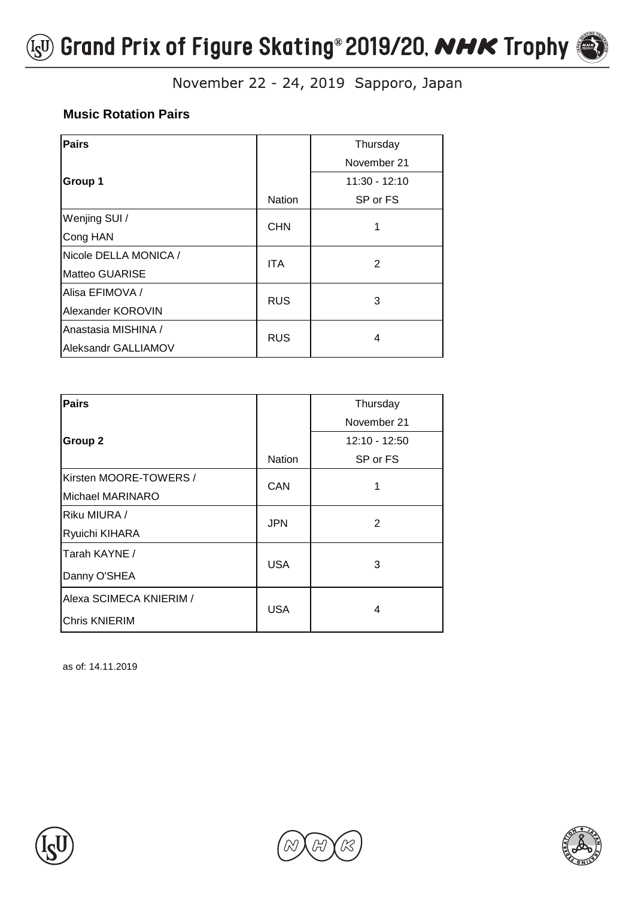# Grand Prix of Figure Skating® 2019/20, NHK Trophy

November 22 - 24, 2019 Sapporo, Japan

### Music Rotation Pairs

| Pairs | | Thursday |
|---|---|---|
| | | November 21 |
| Group 1 | | 11:30 - 12:10 |
| | Nation | SP or FS |
| Wenjing SUI / Cong HAN | CHN | 1 |
| Nicole DELLA MONICA / Matteo GUARISE | ITA | 2 |
| Alisa EFIMOVA / Alexander KOROVIN | RUS | 3 |
| Anastasia MISHINA / Aleksandr GALLIAMOV | RUS | 4 |

| Pairs | | Thursday |
|---|---|---|
| | | November 21 |
| Group 2 | | 12:10 - 12:50 |
| | Nation | SP or FS |
| Kirsten MOORE-TOWERS / Michael MARINARO | CAN | 1 |
| Riku MIURA / Ryuichi KIHARA | JPN | 2 |
| Tarah KAYNE / Danny O'SHEA | USA | 3 |
| Alexa SCIMECA KNIERIM / Chris KNIERIM | USA | 4 |

as of: 14.11.2019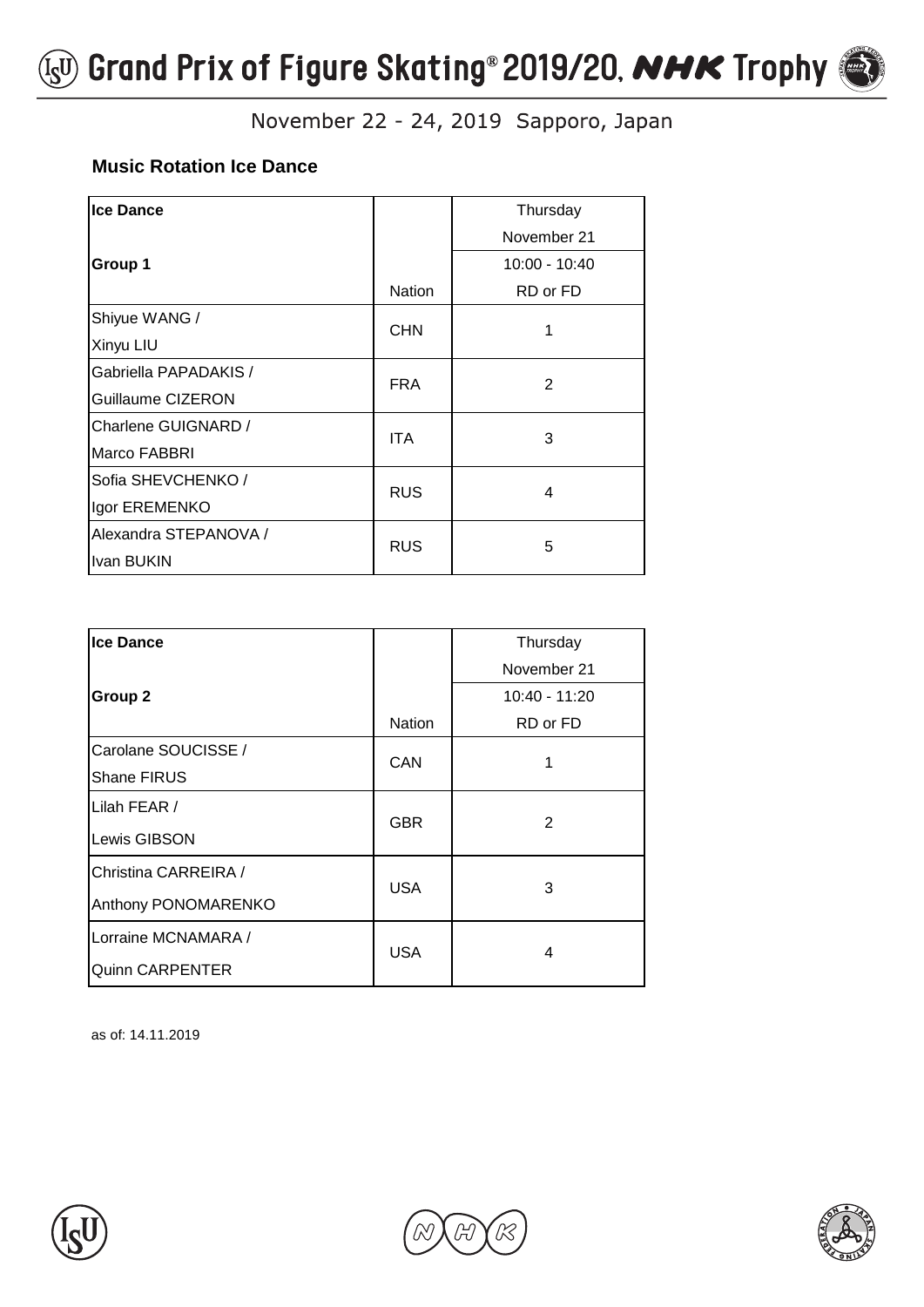# Grand Prix of Figure Skating® 2019/20, NHK Trophy

November 22 - 24, 2019 Sapporo, Japan

### Music Rotation Ice Dance

| Ice Dance | | Thursday |
| --- | --- | --- |
| | | November 21 |
| Group 1 | | 10:00 - 10:40 |
| | Nation | RD or FD |
| Shiyue WANG / Xinyu LIU | CHN | 1 |
| Gabriella PAPADAKIS / Guillaume CIZERON | FRA | 2 |
| Charlene GUIGNARD / Marco FABBRI | ITA | 3 |
| Sofia SHEVCHENKO / Igor EREMENKO | RUS | 4 |
| Alexandra STEPANOVA / Ivan BUKIN | RUS | 5 |

| Ice Dance | | Thursday |
| --- | --- | --- |
| | | November 21 |
| Group 2 | | 10:40 - 11:20 |
| | Nation | RD or FD |
| Carolane SOUCISSE / Shane FIRUS | CAN | 1 |
| Lilah FEAR / Lewis GIBSON | GBR | 2 |
| Christina CARREIRA / Anthony PONOMARENKO | USA | 3 |
| Lorraine MCNAMARA / Quinn CARPENTER | USA | 4 |

as of: 14.11.2019